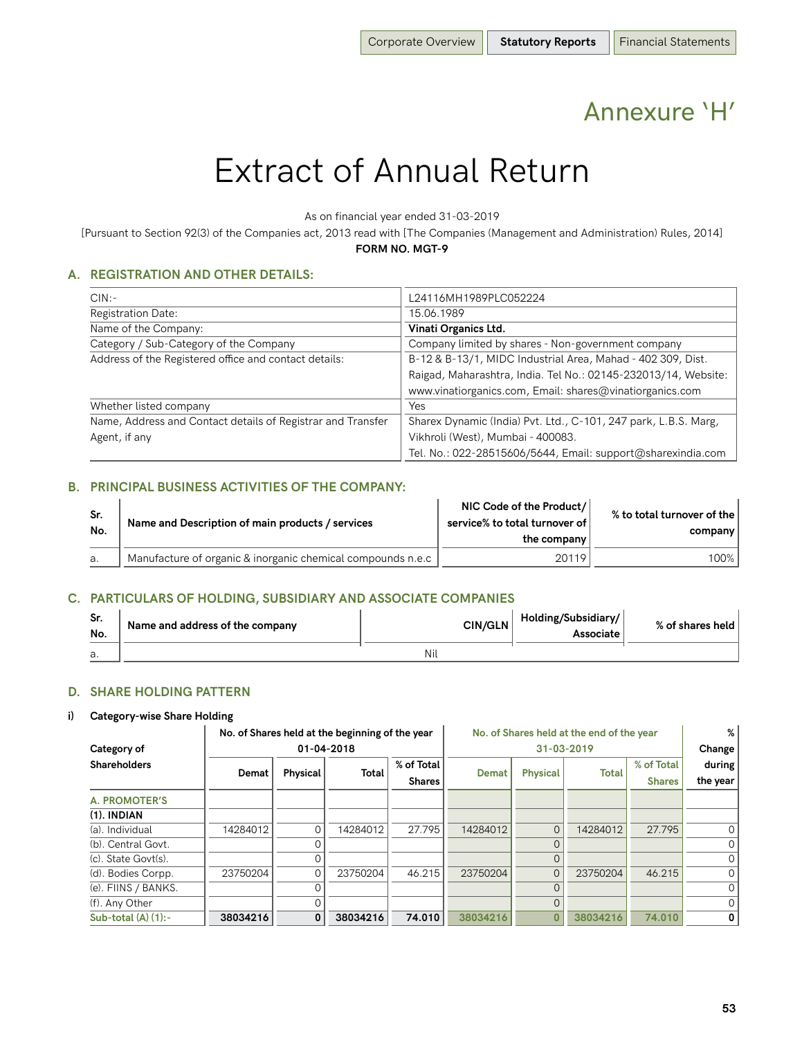# Annexure 'H'

# Extract of Annual Return

As on financial year ended 31-03-2019

[Pursuant to Section 92(3) of the Companies act, 2013 read with [The Companies (Management and Administration) Rules, 2014]

**FORM NO. MGT-9**

## A. REGISTRATION AND OTHER DETAILS:

| | |
|---|---|
| CIN:- | L24116MH1989PLC052224 |
| Registration Date: | 15.06.1989 |
| Name of the Company: | **Vinati Organics Ltd.** |
| Category / Sub-Category of the Company | Company limited by shares - Non-government company |
| Address of the Registered office and contact details: | B-12 & B-13/1, MIDC Industrial Area, Mahad - 402 309, Dist. Raigad, Maharashtra, India. Tel No.: 02145-232013/14, Website: www.vinatiorganics.com, Email: shares@vinatiorganics.com |
| Whether listed company | Yes |
| Name, Address and Contact details of Registrar and Transfer Agent, if any | Sharex Dynamic (India) Pvt. Ltd., C-101, 247 park, L.B.S. Marg, Vikhroli (West), Mumbai - 400083. Tel. No.: 022-28515606/5644, Email: support@sharexindia.com |

## B. PRINCIPAL BUSINESS ACTIVITIES OF THE COMPANY:

| Sr. No. | Name and Description of main products / services | NIC Code of the Product/ service% to total turnover of the company | % to total turnover of the company |
|---|---|---|---|
| a. | Manufacture of organic & inorganic chemical compounds n.e.c | 20119 | 100% |

## C. PARTICULARS OF HOLDING, SUBSIDIARY AND ASSOCIATE COMPANIES

| Sr. No. | Name and address of the company | CIN/GLN | Holding/Subsidiary/ Associate | % of shares held |
|---|---|---|---|---|
| a. | | Nil | | |

## D. SHARE HOLDING PATTERN

### i) Category-wise Share Holding

| Category of Shareholders | No. of Shares held at the beginning of the year 01-04-2018 | | | | No. of Shares held at the end of the year 31-03-2019 | | | | % Change during the year |
|---|---|---|---|---|---|---|---|---|---|
| | Demat | Physical | Total | % of Total Shares | Demat | Physical | Total | % of Total Shares | |
| **A. PROMOTER'S** | | | | | | | | | |
| **(1). INDIAN** | | | | | | | | | |
| (a). Individual | 14284012 | 0 | 14284012 | 27.795 | 14284012 | 0 | 14284012 | 27.795 | 0 |
| (b). Central Govt. | | 0 | | | | 0 | | | 0 |
| (c). State Govt(s). | | 0 | | | | 0 | | | 0 |
| (d). Bodies Corpp. | 23750204 | 0 | 23750204 | 46.215 | 23750204 | 0 | 23750204 | 46.215 | 0 |
| (e). FIINS / BANKS. | | 0 | | | | 0 | | | 0 |
| (f). Any Other | | 0 | | | | 0 | | | 0 |
| **Sub-total (A) (1):-** | **38034216** | **0** | **38034216** | **74.010** | **38034216** | **0** | **38034216** | **74.010** | **0** |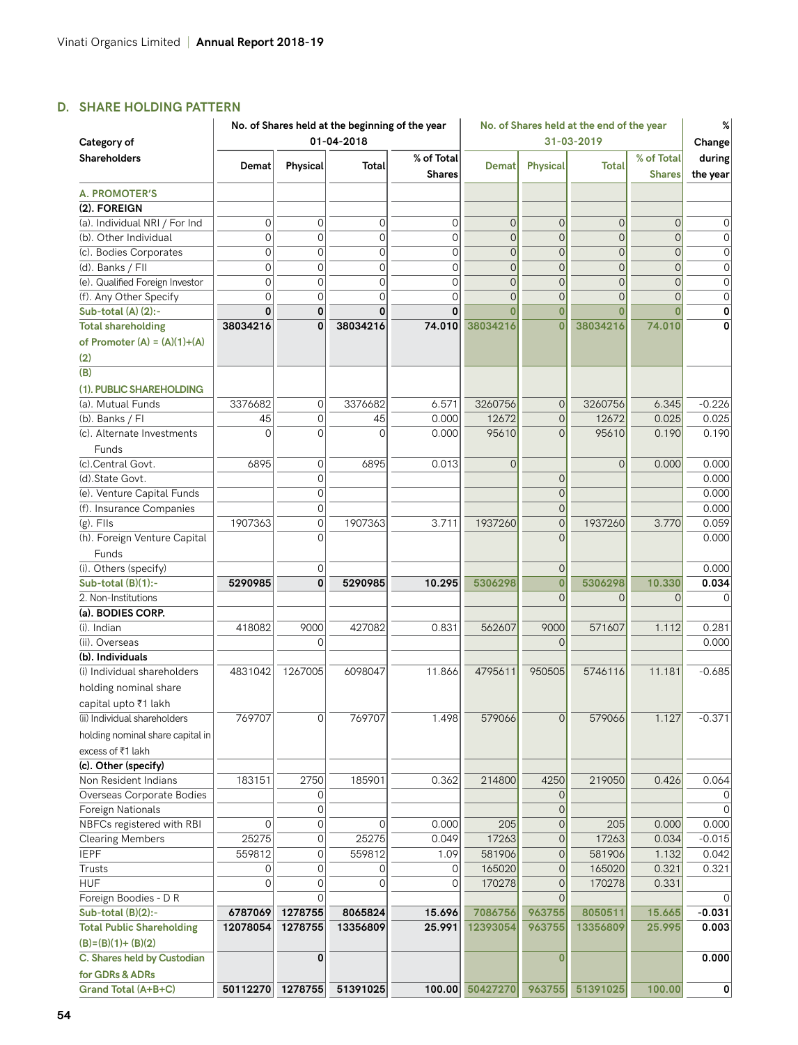## D. SHARE HOLDING PATTERN

| Category of Shareholders | No. of Shares held at the beginning of the year 01-04-2018 | | | | No. of Shares held at the end of the year 31-03-2019 | | | | % Change during the year |
|---|---|---|---|---|---|---|---|---|---|
| | Demat | Physical | Total | % of Total Shares | Demat | Physical | Total | % of Total Shares | |
| **A. PROMOTER'S** | | | | | | | | | |
| **(2). FOREIGN** | | | | | | | | | |
| (a). Individual NRI / For Ind | 0 | 0 | 0 | 0 | 0 | 0 | 0 | 0 | 0 |
| (b). Other Individual | 0 | 0 | 0 | 0 | 0 | 0 | 0 | 0 | 0 |
| (c). Bodies Corporates | 0 | 0 | 0 | 0 | 0 | 0 | 0 | 0 | 0 |
| (d). Banks / FII | 0 | 0 | 0 | 0 | 0 | 0 | 0 | 0 | 0 |
| (e). Qualified Foreign Investor | 0 | 0 | 0 | 0 | 0 | 0 | 0 | 0 | 0 |
| (f). Any Other Specify | 0 | 0 | 0 | 0 | 0 | 0 | 0 | 0 | 0 |
| **Sub-total (A) (2):-** | **0** | **0** | **0** | **0** | **0** | **0** | **0** | **0** | **0** |
| **Total shareholding of Promoter (A) = (A)(1)+(A)(2)** | **38034216** | **0** | **38034216** | **74.010** | **38034216** | **0** | **38034216** | **74.010** | **0** |
| **(B)** | | | | | | | | | |
| **(1). PUBLIC SHAREHOLDING** | | | | | | | | | |
| (a). Mutual Funds | 3376682 | 0 | 3376682 | 6.571 | 3260756 | 0 | 3260756 | 6.345 | -0.226 |
| (b). Banks / FI | 45 | 0 | 45 | 0.000 | 12672 | 0 | 12672 | 0.025 | 0.025 |
| (c). Alternate Investments Funds | 0 | 0 | 0 | 0.000 | 95610 | 0 | 95610 | 0.190 | 0.190 |
| (c).Central Govt. | 6895 | 0 | 6895 | 0.013 | 0 | | 0 | 0.000 | 0.000 |
| (d).State Govt. | | 0 | | | | 0 | | | 0.000 |
| (e). Venture Capital Funds | | 0 | | | | 0 | | | 0.000 |
| (f). Insurance Companies | | 0 | | | | 0 | | | 0.000 |
| (g). FIIs | 1907363 | 0 | 1907363 | 3.711 | 1937260 | 0 | 1937260 | 3.770 | 0.059 |
| (h). Foreign Venture Capital Funds | | 0 | | | | 0 | | | 0.000 |
| (i). Others (specify) | | 0 | | | | 0 | | | 0.000 |
| **Sub-total (B)(1):-** | **5290985** | **0** | **5290985** | **10.295** | **5306298** | **0** | **5306298** | **10.330** | **0.034** |
| 2. Non-Institutions | | | | | | 0 | 0 | 0 | 0 |
| **(a). BODIES CORP.** | | | | | | | | | |
| (i). Indian | 418082 | 9000 | 427082 | 0.831 | 562607 | 9000 | 571607 | 1.112 | 0.281 |
| (ii). Overseas | | 0 | | | | 0 | | | 0.000 |
| **(b). Individuals** | | | | | | | | | |
| (i) Individual shareholders holding nominal share capital upto ₹1 lakh | 4831042 | 1267005 | 6098047 | 11.866 | 4795611 | 950505 | 5746116 | 11.181 | -0.685 |
| (ii) Individual shareholders holding nominal share capital in excess of ₹1 lakh | 769707 | 0 | 769707 | 1.498 | 579066 | 0 | 579066 | 1.127 | -0.371 |
| **(c). Other (specify)** | | | | | | | | | |
| Non Resident Indians | 183151 | 2750 | 185901 | 0.362 | 214800 | 4250 | 219050 | 0.426 | 0.064 |
| Overseas Corporate Bodies | | 0 | | | | 0 | | | 0 |
| Foreign Nationals | | 0 | | | | 0 | | | 0 |
| NBFCs registered with RBI | 0 | 0 | 0 | 0.000 | 205 | 0 | 205 | 0.000 | 0.000 |
| Clearing Members | 25275 | 0 | 25275 | 0.049 | 17263 | 0 | 17263 | 0.034 | -0.015 |
| IEPF | 559812 | 0 | 559812 | 1.09 | 581906 | 0 | 581906 | 1.132 | 0.042 |
| Trusts | 0 | 0 | 0 | 0 | 165020 | 0 | 165020 | 0.321 | 0.321 |
| HUF | 0 | 0 | 0 | 0 | 170278 | 0 | 170278 | 0.331 | |
| Foreign Boodies - D R | | 0 | | | | 0 | | | 0 |
| **Sub-total (B)(2):-** | **6787069** | **1278755** | **8065824** | **15.696** | **7086756** | **963755** | **8050511** | **15.665** | **-0.031** |
| **Total Public Shareholding (B)=(B)(1)+ (B)(2)** | **12078054** | **1278755** | **13356809** | **25.991** | **12393054** | **963755** | **13356809** | **25.995** | **0.003** |
| **C. Shares held by Custodian for GDRs & ADRs** | | **0** | | | | **0** | | | **0.000** |
| **Grand Total (A+B+C)** | **50112270** | **1278755** | **51391025** | **100.00** | **50427270** | **963755** | **51391025** | **100.00** | **0** |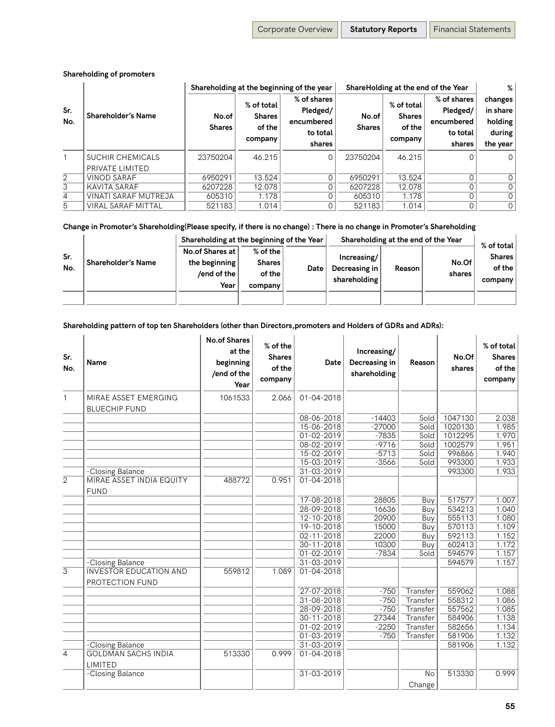**Shareholding of promoters**

| Sr. No. | Shareholder's Name | Shareholding at the beginning of the year | | | ShareHolding at the end of the Year | | | % changes in share holding during the year |
|---|---|---|---|---|---|---|---|---|
| | | No.of Shares | % of total Shares of the company | % of shares Pledged/ encumbered to total shares | No.of Shares | % of total Shares of the company | % of shares Pledged/ encumbered to total shares | |
| 1 | SUCHIR CHEMICALS PRIVATE LIMITED | 23750204 | 46.215 | 0 | 23750204 | 46.215 | 0 | 0 |
| 2 | VINOD SARAF | 6950291 | 13.524 | 0 | 6950291 | 13.524 | 0 | 0 |
| 3 | KAVITA SARAF | 6207228 | 12.078 | 0 | 6207228 | 12.078 | 0 | 0 |
| 4 | VINATI SARAF MUTREJA | 605310 | 1.178 | 0 | 605310 | 1.178 | 0 | 0 |
| 5 | VIRAL SARAF MITTAL | 521183 | 1.014 | 0 | 521183 | 1.014 | 0 | 0 |

**Change in Promoter's Shareholding(Please specify, if there is no change) : There is no change in Promoter's Shareholding**

| Sr. No. | Shareholder's Name | Shareholding at the beginning of the Year | | | Shareholding at the end of the Year | | | % of total Shares of the company |
|---|---|---|---|---|---|---|---|---|
| | | No.of Shares at the beginning /end of the Year | % of the Shares of the company | Date | Increasing/ Decreasing in shareholding | Reason | No.Of shares | |
| | | | | | | | | |

**Shareholding pattern of top ten Shareholders (other than Directors,promoters and Holders of GDRs and ADRs):**

| Sr. No. | Name | No.of Shares at the beginning /end of the Year | % of the Shares of the company | Date | Increasing/ Decreasing in shareholding | Reason | No.Of shares | % of total Shares of the company |
|---|---|---|---|---|---|---|---|---|
| 1 | MIRAE ASSET EMERGING BLUECHIP FUND | 1061533 | 2.066 | 01-04-2018 | | | | |
| | | | | 08-06-2018 | -14403 | Sold | 1047130 | 2.038 |
| | | | | 15-06-2018 | -27000 | Sold | 1020130 | 1.985 |
| | | | | 01-02-2019 | -7835 | Sold | 1012295 | 1.970 |
| | | | | 08-02-2019 | -9716 | Sold | 1002579 | 1.951 |
| | | | | 15-02-2019 | -5713 | Sold | 996866 | 1.940 |
| | | | | 15-03-2019 | -3566 | Sold | 993300 | 1.933 |
| | -Closing Balance | | | 31-03-2019 | | | 993300 | 1.933 |
| 2 | MIRAE ASSET INDIA EQUITY FUND | 488772 | 0.951 | 01-04-2018 | | | | |
| | | | | 17-08-2018 | 28805 | Buy | 517577 | 1.007 |
| | | | | 28-09-2018 | 16636 | Buy | 534213 | 1.040 |
| | | | | 12-10-2018 | 20900 | Buy | 555113 | 1.080 |
| | | | | 19-10-2018 | 15000 | Buy | 570113 | 1.109 |
| | | | | 02-11-2018 | 22000 | Buy | 592113 | 1.152 |
| | | | | 30-11-2018 | 10300 | Buy | 602413 | 1.172 |
| | | | | 01-02-2019 | -7834 | Sold | 594579 | 1.157 |
| | -Closing Balance | | | 31-03-2019 | | | 594579 | 1.157 |
| 3 | INVESTOR EDUCATION AND PROTECTION FUND | 559812 | 1.089 | 01-04-2018 | | | | |
| | | | | 27-07-2018 | -750 | Transfer | 559062 | 1.088 |
| | | | | 31-08-2018 | -750 | Transfer | 558312 | 1.086 |
| | | | | 28-09-2018 | -750 | Transfer | 557562 | 1.085 |
| | | | | 30-11-2018 | 27344 | Transfer | 584906 | 1.138 |
| | | | | 01-02-2019 | -2250 | Transfer | 582656 | 1.134 |
| | | | | 01-03-2019 | -750 | Transfer | 581906 | 1.132 |
| | -Closing Balance | | | 31-03-2019 | | | 581906 | 1.132 |
| 4 | GOLDMAN SACHS INDIA LIMITED | 513330 | 0.999 | 01-04-2018 | | | | |
| | -Closing Balance | | | 31-03-2019 | | No Change | 513330 | 0.999 |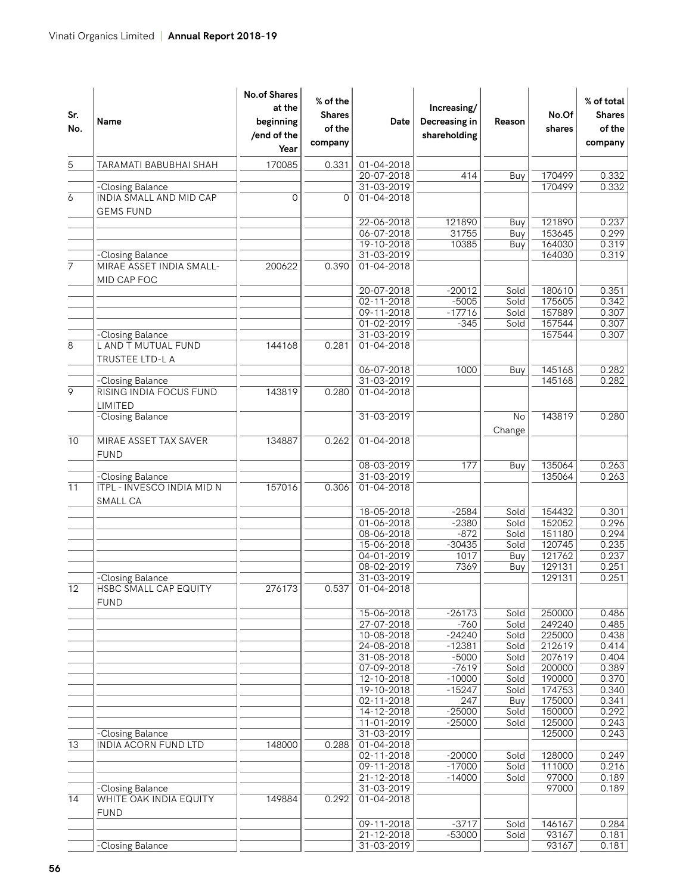| Sr. No. | Name | No.of Shares at the beginning /end of the Year | % of the Shares of the company | Date | Increasing/ Decreasing in shareholding | Reason | No.Of shares | % of total Shares of the company |
|---|---|---|---|---|---|---|---|---|
| 5 | TARAMATI BABUBHAI SHAH | 170085 | 0.331 | 01-04-2018 | | | | |
| | | | | 20-07-2018 | 414 | Buy | 170499 | 0.332 |
| | -Closing Balance | | | 31-03-2019 | | | 170499 | 0.332 |
| 6 | INDIA SMALL AND MID CAP GEMS FUND | 0 | 0 | 01-04-2018 | | | | |
| | | | | 22-06-2018 | 121890 | Buy | 121890 | 0.237 |
| | | | | 06-07-2018 | 31755 | Buy | 153645 | 0.299 |
| | | | | 19-10-2018 | 10385 | Buy | 164030 | 0.319 |
| | -Closing Balance | | | 31-03-2019 | | | 164030 | 0.319 |
| 7 | MIRAE ASSET INDIA SMALL-MID CAP FOC | 200622 | 0.390 | 01-04-2018 | | | | |
| | | | | 20-07-2018 | -20012 | Sold | 180610 | 0.351 |
| | | | | 02-11-2018 | -5005 | Sold | 175605 | 0.342 |
| | | | | 09-11-2018 | -17716 | Sold | 157889 | 0.307 |
| | | | | 01-02-2019 | -345 | Sold | 157544 | 0.307 |
| | -Closing Balance | | | 31-03-2019 | | | 157544 | 0.307 |
| 8 | L AND T MUTUAL FUND TRUSTEE LTD-L A | 144168 | 0.281 | 01-04-2018 | | | | |
| | | | | 06-07-2018 | 1000 | Buy | 145168 | 0.282 |
| | -Closing Balance | | | 31-03-2019 | | | 145168 | 0.282 |
| 9 | RISING INDIA FOCUS FUND LIMITED | 143819 | 0.280 | 01-04-2018 | | | | |
| | -Closing Balance | | | 31-03-2019 | | No Change | 143819 | 0.280 |
| 10 | MIRAE ASSET TAX SAVER FUND | 134887 | 0.262 | 01-04-2018 | | | | |
| | | | | 08-03-2019 | 177 | Buy | 135064 | 0.263 |
| | -Closing Balance | | | 31-03-2019 | | | 135064 | 0.263 |
| 11 | ITPL - INVESCO INDIA MID N SMALL CA | 157016 | 0.306 | 01-04-2018 | | | | |
| | | | | 18-05-2018 | -2584 | Sold | 154432 | 0.301 |
| | | | | 01-06-2018 | -2380 | Sold | 152052 | 0.296 |
| | | | | 08-06-2018 | -872 | Sold | 151180 | 0.294 |
| | | | | 15-06-2018 | -30435 | Sold | 120745 | 0.235 |
| | | | | 04-01-2019 | 1017 | Buy | 121762 | 0.237 |
| | | | | 08-02-2019 | 7369 | Buy | 129131 | 0.251 |
| | -Closing Balance | | | 31-03-2019 | | | 129131 | 0.251 |
| 12 | HSBC SMALL CAP EQUITY FUND | 276173 | 0.537 | 01-04-2018 | | | | |
| | | | | 15-06-2018 | -26173 | Sold | 250000 | 0.486 |
| | | | | 27-07-2018 | -760 | Sold | 249240 | 0.485 |
| | | | | 10-08-2018 | -24240 | Sold | 225000 | 0.438 |
| | | | | 24-08-2018 | -12381 | Sold | 212619 | 0.414 |
| | | | | 31-08-2018 | -5000 | Sold | 207619 | 0.404 |
| | | | | 07-09-2018 | -7619 | Sold | 200000 | 0.389 |
| | | | | 12-10-2018 | -10000 | Sold | 190000 | 0.370 |
| | | | | 19-10-2018 | -15247 | Sold | 174753 | 0.340 |
| | | | | 02-11-2018 | 247 | Buy | 175000 | 0.341 |
| | | | | 14-12-2018 | -25000 | Sold | 150000 | 0.292 |
| | | | | 11-01-2019 | -25000 | Sold | 125000 | 0.243 |
| | -Closing Balance | | | 31-03-2019 | | | 125000 | 0.243 |
| 13 | INDIA ACORN FUND LTD | 148000 | 0.288 | 01-04-2018 | | | | |
| | | | | 02-11-2018 | -20000 | Sold | 128000 | 0.249 |
| | | | | 09-11-2018 | -17000 | Sold | 111000 | 0.216 |
| | | | | 21-12-2018 | -14000 | Sold | 97000 | 0.189 |
| | -Closing Balance | | | 31-03-2019 | | | 97000 | 0.189 |
| 14 | WHITE OAK INDIA EQUITY FUND | 149884 | 0.292 | 01-04-2018 | | | | |
| | | | | 09-11-2018 | -3717 | Sold | 146167 | 0.284 |
| | | | | 21-12-2018 | -53000 | Sold | 93167 | 0.181 |
| | -Closing Balance | | | 31-03-2019 | | | 93167 | 0.181 |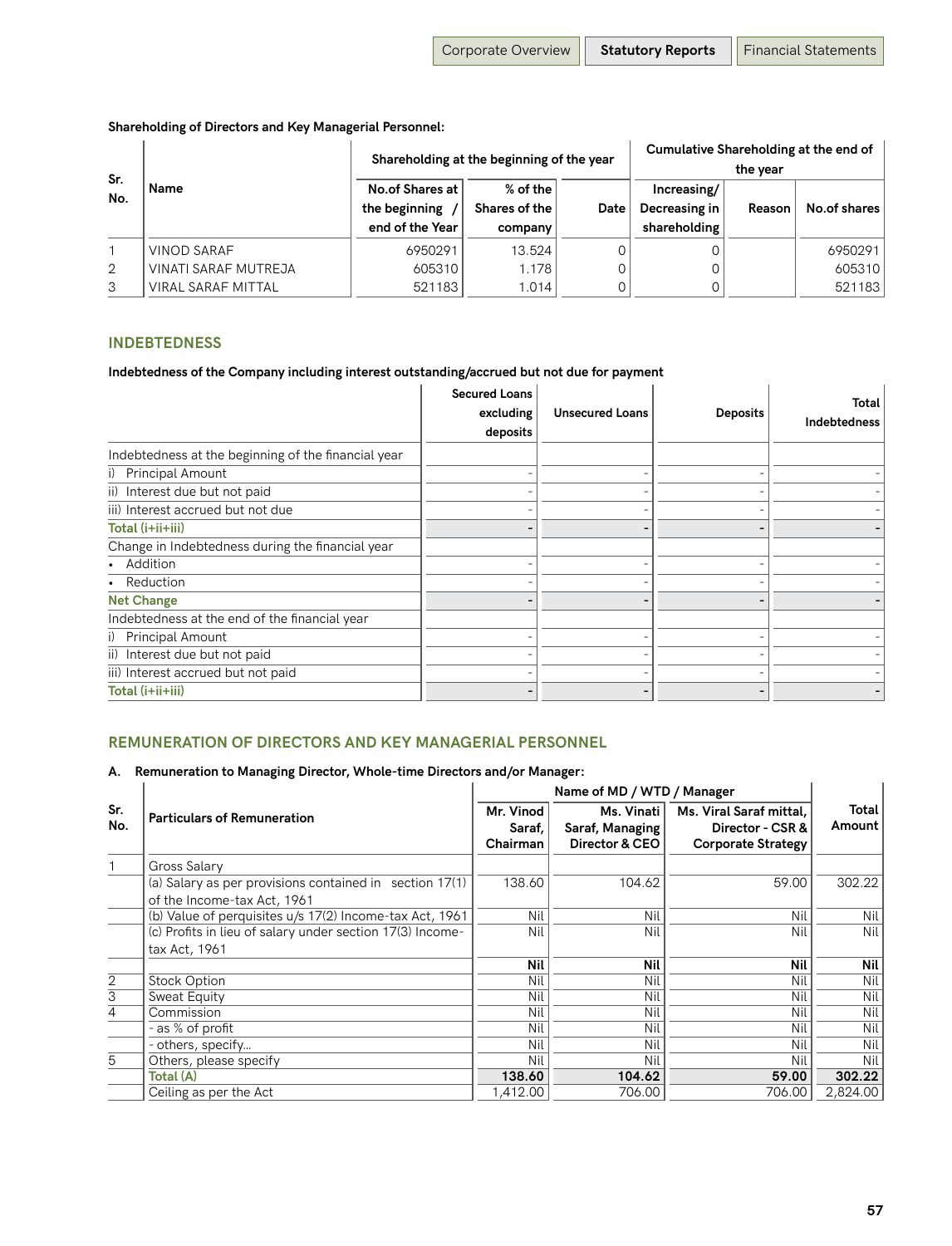**Shareholding of Directors and Key Managerial Personnel:**

| Sr. No. | Name | Shareholding at the beginning of the year | | | Cumulative Shareholding at the end of the year | | |
|---|---|---|---|---|---|---|---|
| | | No.of Shares at the beginning / end of the Year | % of the Shares of the company | Date | Increasing/ Decreasing in shareholding | Reason | No.of shares |
| 1 | VINOD SARAF | 6950291 | 13.524 | 0 | 0 | | 6950291 |
| 2 | VINATI SARAF MUTREJA | 605310 | 1.178 | 0 | 0 | | 605310 |
| 3 | VIRAL SARAF MITTAL | 521183 | 1.014 | 0 | 0 | | 521183 |

## INDEBTEDNESS

**Indebtedness of the Company including interest outstanding/accrued but not due for payment**

| | Secured Loans excluding deposits | Unsecured Loans | Deposits | Total Indebtedness |
|---|---|---|---|---|
| Indebtedness at the beginning of the financial year | | | | |
| i) Principal Amount | - | - | - | - |
| ii) Interest due but not paid | - | - | - | - |
| iii) Interest accrued but not due | - | - | - | - |
| **Total (i+ii+iii)** | - | - | - | - |
| Change in Indebtedness during the financial year | | | | |
| • Addition | - | - | - | - |
| • Reduction | - | - | - | - |
| **Net Change** | - | - | - | - |
| Indebtedness at the end of the financial year | | | | |
| i) Principal Amount | - | - | - | - |
| ii) Interest due but not paid | - | - | - | - |
| iii) Interest accrued but not paid | - | - | - | - |
| **Total (i+ii+iii)** | - | - | - | - |

## REMUNERATION OF DIRECTORS AND KEY MANAGERIAL PERSONNEL

**A. Remuneration to Managing Director, Whole-time Directors and/or Manager:**

| Sr. No. | Particulars of Remuneration | Name of MD / WTD / Manager | | | Total Amount |
|---|---|---|---|---|---|
| | | Mr. Vinod Saraf, Chairman | Ms. Vinati Saraf, Managing Director & CEO | Ms. Viral Saraf mittal, Director - CSR & Corporate Strategy | |
| 1 | Gross Salary | | | | |
| | (a) Salary as per provisions contained in section 17(1) of the Income-tax Act, 1961 | 138.60 | 104.62 | 59.00 | 302.22 |
| | (b) Value of perquisites u/s 17(2) Income-tax Act, 1961 | Nil | Nil | Nil | Nil |
| | (c) Profits in lieu of salary under section 17(3) Income-tax Act, 1961 | Nil | Nil | Nil | Nil |
| | | **Nil** | **Nil** | **Nil** | **Nil** |
| 2 | Stock Option | Nil | Nil | Nil | Nil |
| 3 | Sweat Equity | Nil | Nil | Nil | Nil |
| 4 | Commission | Nil | Nil | Nil | Nil |
| | - as % of profit | Nil | Nil | Nil | Nil |
| | - others, specify... | Nil | Nil | Nil | Nil |
| 5 | Others, please specify | Nil | Nil | Nil | Nil |
| | **Total (A)** | **138.60** | **104.62** | **59.00** | **302.22** |
| | Ceiling as per the Act | 1,412.00 | 706.00 | 706.00 | 2,824.00 |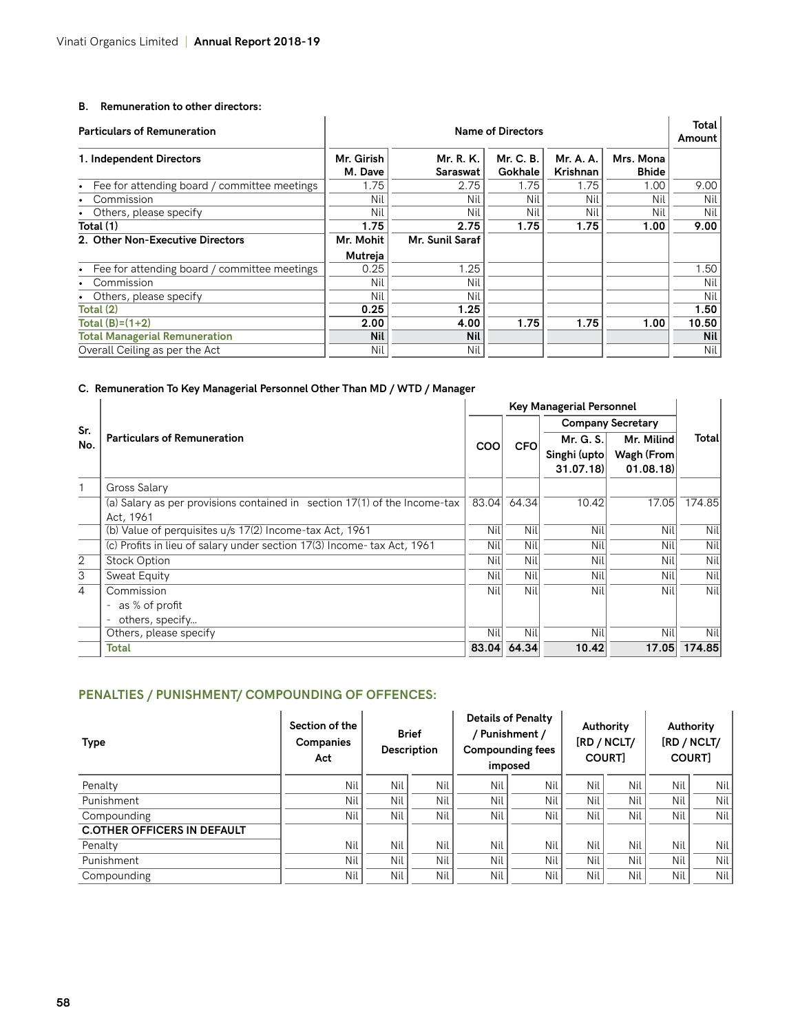### B. Remuneration to other directors:

| Particulars of Remuneration | Name of Directors | | | | | Total Amount |
|---|---|---|---|---|---|---|
| 1. Independent Directors | Mr. Girish M. Dave | Mr. R. K. Saraswat | Mr. C. B. Gokhale | Mr. A. A. Krishnan | Mrs. Mona Bhide | |
| • Fee for attending board / committee meetings | 1.75 | 2.75 | 1.75 | 1.75 | 1.00 | 9.00 |
| • Commission | Nil | Nil | Nil | Nil | Nil | Nil |
| • Others, please specify | Nil | Nil | Nil | Nil | Nil | Nil |
| **Total (1)** | **1.75** | **2.75** | **1.75** | **1.75** | **1.00** | **9.00** |
| **2. Other Non-Executive Directors** | **Mr. Mohit Mutreja** | **Mr. Sunil Saraf** | | | | |
| • Fee for attending board / committee meetings | 0.25 | 1.25 | | | | 1.50 |
| • Commission | Nil | Nil | | | | Nil |
| • Others, please specify | Nil | Nil | | | | Nil |
| **Total (2)** | **0.25** | **1.25** | | | | **1.50** |
| **Total (B)=(1+2)** | **2.00** | **4.00** | **1.75** | **1.75** | **1.00** | **10.50** |
| **Total Managerial Remuneration** | **Nil** | **Nil** | | | | **Nil** |
| Overall Ceiling as per the Act | Nil | Nil | | | | Nil |

### C. Remuneration To Key Managerial Personnel Other Than MD / WTD / Manager

| Sr. No. | Particulars of Remuneration | Key Managerial Personnel | | | | Total |
|---|---|---|---|---|---|---|
| | | | | Company Secretary | | |
| | | COO | CFO | Mr. G. S. Singhi (upto 31.07.18) | Mr. Milind Wagh (From 01.08.18) | |
| 1 | Gross Salary | | | | | |
| | (a) Salary as per provisions contained in section 17(1) of the Income-tax Act, 1961 | 83.04 | 64.34 | 10.42 | 17.05 | 174.85 |
| | (b) Value of perquisites u/s 17(2) Income-tax Act, 1961 | Nil | Nil | Nil | Nil | Nil |
| | (c) Profits in lieu of salary under section 17(3) Income- tax Act, 1961 | Nil | Nil | Nil | Nil | Nil |
| 2 | Stock Option | Nil | Nil | Nil | Nil | Nil |
| 3 | Sweat Equity | Nil | Nil | Nil | Nil | Nil |
| 4 | Commission<br>- as % of profit<br>- others, specify... | Nil | Nil | Nil | Nil | Nil |
| | Others, please specify | Nil | Nil | Nil | Nil | Nil |
| | **Total** | **83.04** | **64.34** | **10.42** | **17.05** | **174.85** |

## PENALTIES / PUNISHMENT/ COMPOUNDING OF OFFENCES:

| Type | Section of the Companies Act | Brief Description | | Details of Penalty / Punishment / Compounding fees imposed | | Authority [RD / NCLT/ COURT] | | Authority [RD / NCLT/ COURT] | |
|---|---|---|---|---|---|---|---|---|---|
| Penalty | Nil | Nil | Nil | Nil | Nil | Nil | Nil | Nil | Nil |
| Punishment | Nil | Nil | Nil | Nil | Nil | Nil | Nil | Nil | Nil |
| Compounding | Nil | Nil | Nil | Nil | Nil | Nil | Nil | Nil | Nil |
| **C.OTHER OFFICERS IN DEFAULT** | | | | | | | | | |
| Penalty | Nil | Nil | Nil | Nil | Nil | Nil | Nil | Nil | Nil |
| Punishment | Nil | Nil | Nil | Nil | Nil | Nil | Nil | Nil | Nil |
| Compounding | Nil | Nil | Nil | Nil | Nil | Nil | Nil | Nil | Nil |